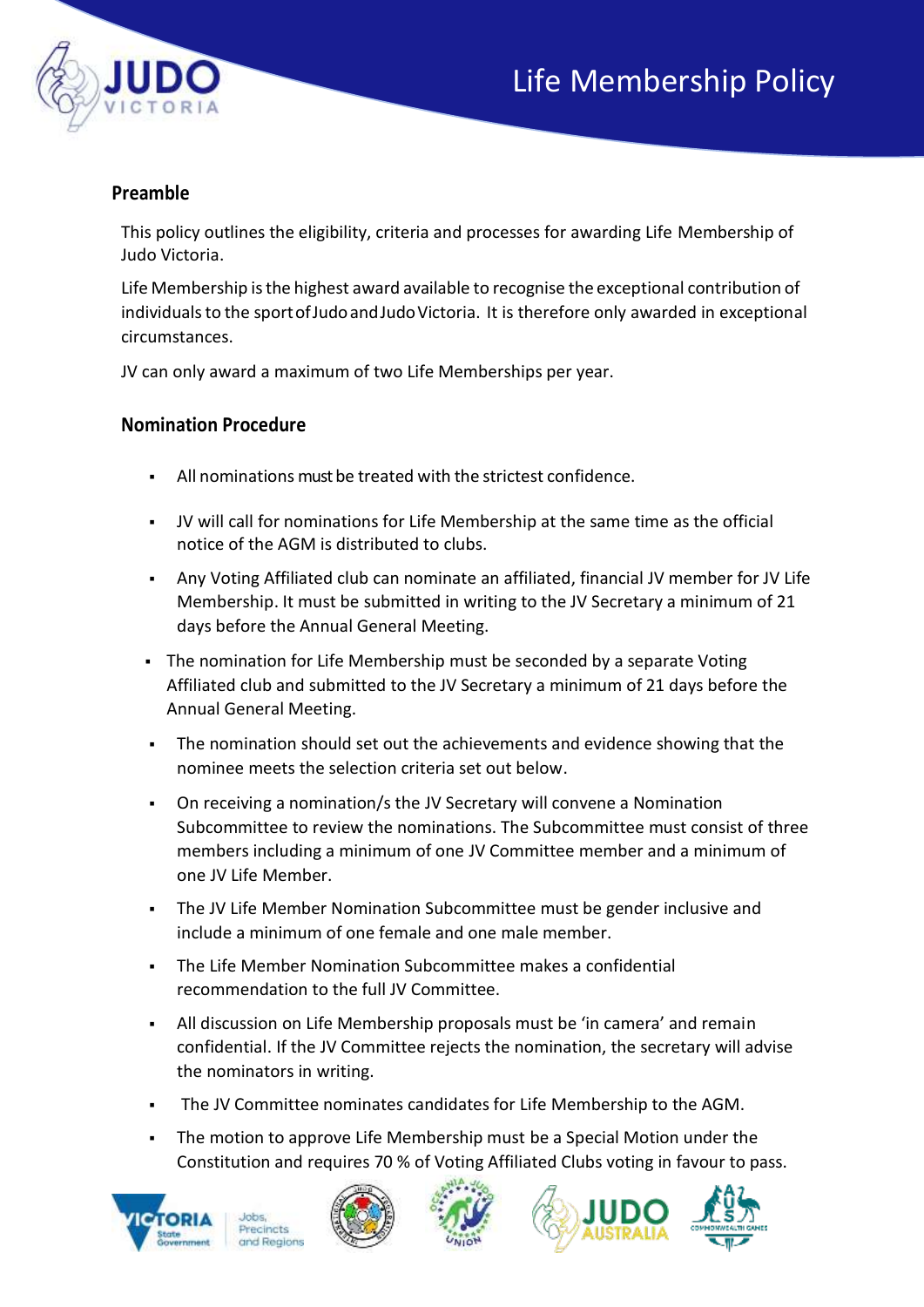# Life Membership Policy

## Preamble

This policy outlines the eligibility, criteria and processes for awarding Life Membership of Judo Victoria.

Life Membership is the highest award available to recognise the exceptional contribution of individuals to the sport of Judo and Judo Victoria. It is therefore only awarded in exceptional circumstances.

JV can only award a maximum of two Life Memberships per year.

## Nomination Procedure

- All nominations must be treated with the strictest confidence.
- JV will call for nominations for Life Membership at the same time as the official notice of the AGM is distributed to clubs.
- Any Voting Affiliated club can nominate an affiliated, financial JV member for JV Life Membership. It must be submitted in writing to the JV Secretary a minimum of 21 days before the Annual General Meeting.
- The nomination for Life Membership must be seconded by a separate Voting Affiliated club and submitted to the JV Secretary a minimum of 21 days before the Annual General Meeting.
- The nomination should set out the achievements and evidence showing that the nominee meets the selection criteria set out below.
- On receiving a nomination/s the JV Secretary will convene a Nomination Subcommittee to review the nominations. The Subcommittee must consist of three members including a minimum of one JV Committee member and a minimum of one JV Life Member.
- The JV Life Member Nomination Subcommittee must be gender inclusive and include a minimum of one female and one male member.
- The Life Member Nomination Subcommittee makes a confidential recommendation to the full JV Committee.
- All discussion on Life Membership proposals must be 'in camera' and remain confidential. If the JV Committee rejects the nomination, the secretary will advise the nominators in writing.
- The JV Committee nominates candidates for Life Membership to the AGM.
- The motion to approve Life Membership must be a Special Motion under the Constitution and requires 70 % of Voting Affiliated Clubs voting in favour to pass.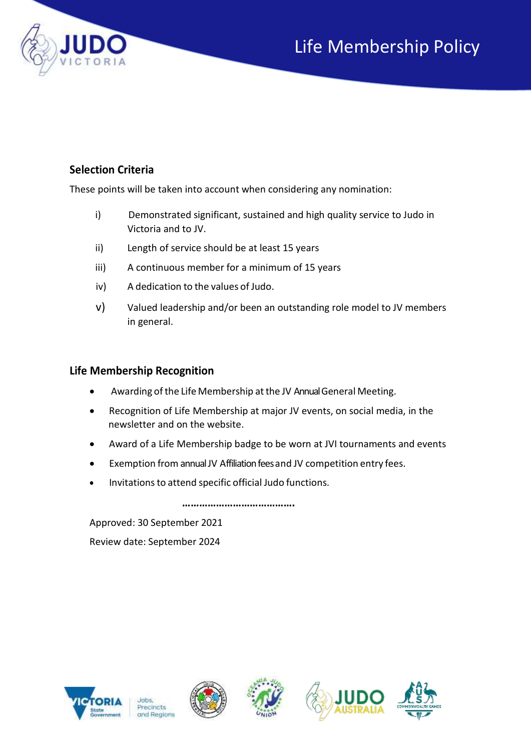### Selection Criteria

These points will be taken into account when considering any nomination:

i) Demonstrated significant, sustained and high quality service to Judo in Victoria and to JV.

ii) Length of service should be at least 15 years

iii) A continuous member for a minimum of 15 years

iv) A dedication to the values of Judo.

v) Valued leadership and/or been an outstanding role model to JV members in general.

### Life Membership Recognition

- Awarding of the Life Membership at the JV Annual General Meeting.
- Recognition of Life Membership at major JV events, on social media, in the newsletter and on the website.
- Award of a Life Membership badge to be worn at JVI tournaments and events
- Exemption from annual JV Affiliation fees and JV competition entry fees.
- Invitations to attend specific official Judo functions.

…………………………………

Approved: 30 September 2021

Review date: September 2024